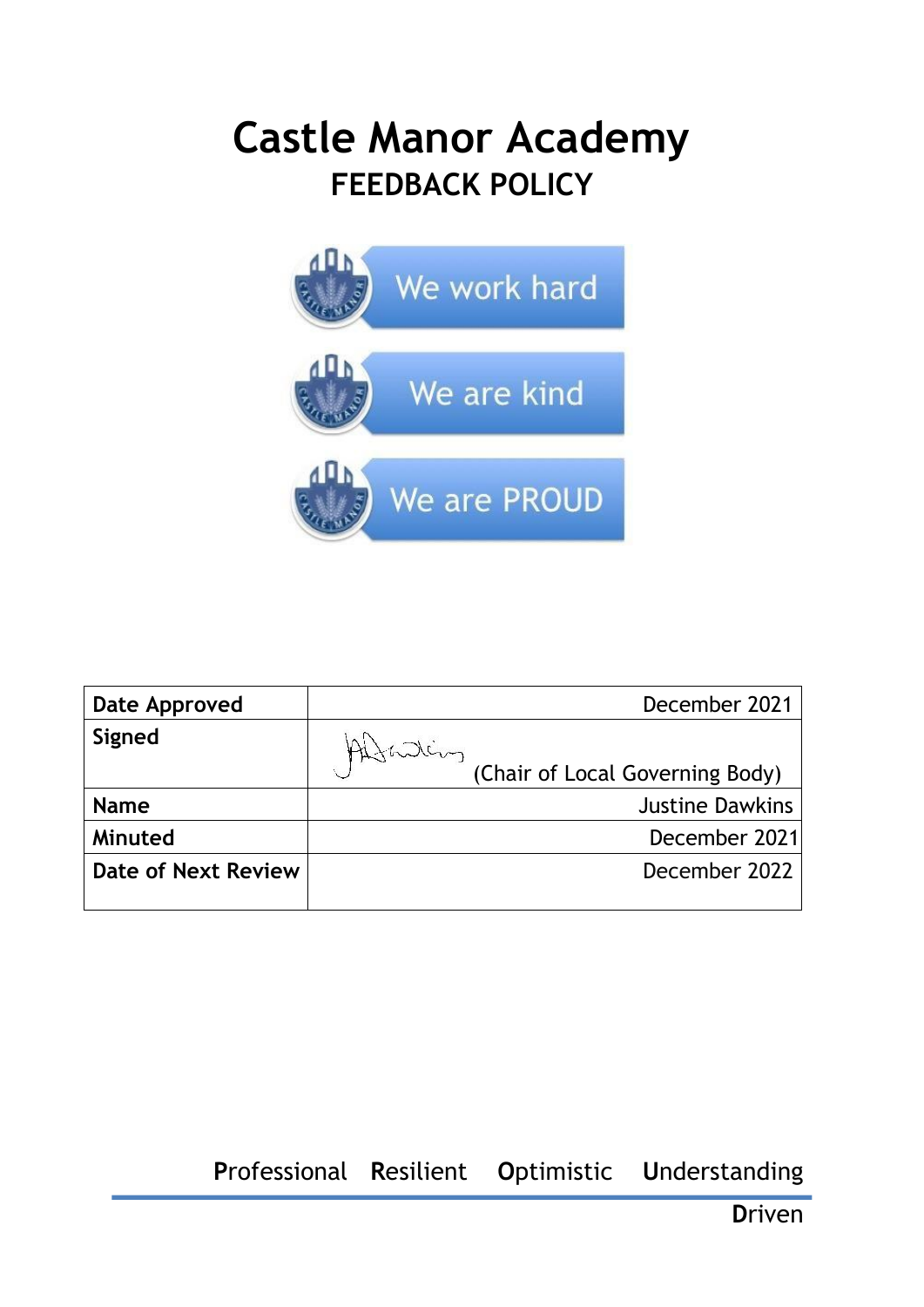# Castle Manor Academy

## FEEDBACK POLICY

We work hard

We are kind

We are PROUD

| Date Approved | December 2021 |
|---|---|
| Signed | (Chair of Local Governing Body) |
| Name | Justine Dawkins |
| Minuted | December 2021 |
| Date of Next Review | December 2022 |

**P**rofessional **R**esilient **O**ptimistic **U**nderstanding **D**riven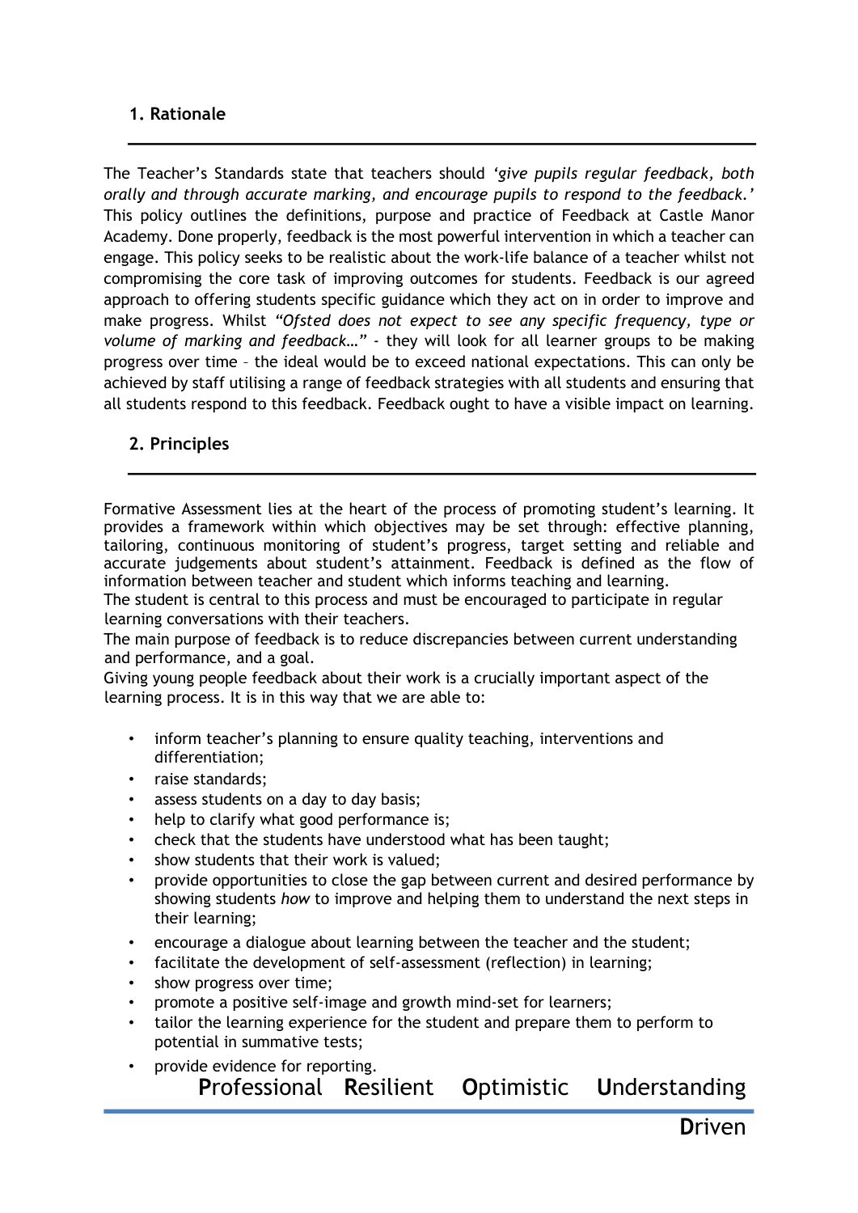## 1. Rationale

The Teacher's Standards state that teachers should *'give pupils regular feedback, both orally and through accurate marking, and encourage pupils to respond to the feedback.'* This policy outlines the definitions, purpose and practice of Feedback at Castle Manor Academy. Done properly, feedback is the most powerful intervention in which a teacher can engage. This policy seeks to be realistic about the work-life balance of a teacher whilst not compromising the core task of improving outcomes for students. Feedback is our agreed approach to offering students specific guidance which they act on in order to improve and make progress. Whilst *"Ofsted does not expect to see any specific frequency, type or volume of marking and feedback…"* - they will look for all learner groups to be making progress over time – the ideal would be to exceed national expectations. This can only be achieved by staff utilising a range of feedback strategies with all students and ensuring that all students respond to this feedback. Feedback ought to have a visible impact on learning.

## 2. Principles

Formative Assessment lies at the heart of the process of promoting student's learning. It provides a framework within which objectives may be set through: effective planning, tailoring, continuous monitoring of student's progress, target setting and reliable and accurate judgements about student's attainment. Feedback is defined as the flow of information between teacher and student which informs teaching and learning.

The student is central to this process and must be encouraged to participate in regular learning conversations with their teachers.

The main purpose of feedback is to reduce discrepancies between current understanding and performance, and a goal.

Giving young people feedback about their work is a crucially important aspect of the learning process. It is in this way that we are able to:

- inform teacher's planning to ensure quality teaching, interventions and differentiation;
- raise standards;
- assess students on a day to day basis;
- help to clarify what good performance is;
- check that the students have understood what has been taught;
- show students that their work is valued;
- provide opportunities to close the gap between current and desired performance by showing students *how* to improve and helping them to understand the next steps in their learning;
- encourage a dialogue about learning between the teacher and the student;
- facilitate the development of self-assessment (reflection) in learning;
- show progress over time;
- promote a positive self-image and growth mind-set for learners;
- tailor the learning experience for the student and prepare them to perform to potential in summative tests;
- provide evidence for reporting.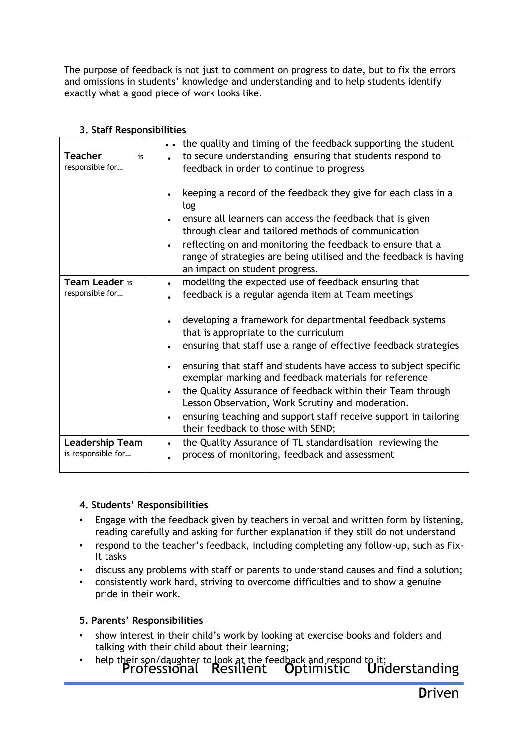The purpose of feedback is not just to comment on progress to date, but to fix the errors and omissions in students' knowledge and understanding and to help students identify exactly what a good piece of work looks like.

### 3. Staff Responsibilities

| | |
|---|---|
| **Teacher** is responsible for… | • the quality and timing of the feedback supporting the student<br>• to secure understanding ensuring that students respond to feedback in order to continue to progress<br>• keeping a record of the feedback they give for each class in a log<br>• ensure all learners can access the feedback that is given through clear and tailored methods of communication<br>• reflecting on and monitoring the feedback to ensure that a range of strategies are being utilised and the feedback is having an impact on student progress. |
| **Team Leader** is responsible for… | • modelling the expected use of feedback ensuring that<br>• feedback is a regular agenda item at Team meetings<br>• developing a framework for departmental feedback systems that is appropriate to the curriculum<br>• ensuring that staff use a range of effective feedback strategies<br>• ensuring that staff and students have access to subject specific exemplar marking and feedback materials for reference<br>• the Quality Assurance of feedback within their Team through Lesson Observation, Work Scrutiny and moderation.<br>• ensuring teaching and support staff receive support in tailoring their feedback to those with SEND; |
| **Leadership Team** is responsible for… | • the Quality Assurance of TL standardisation reviewing the<br>• process of monitoring, feedback and assessment |

### 4. Students' Responsibilities

- Engage with the feedback given by teachers in verbal and written form by listening, reading carefully and asking for further explanation if they still do not understand
- respond to the teacher's feedback, including completing any follow-up, such as Fix-It tasks
- discuss any problems with staff or parents to understand causes and find a solution;
- consistently work hard, striving to overcome difficulties and to show a genuine pride in their work.

### 5. Parents' Responsibilities

- show interest in their child's work by looking at exercise books and folders and talking with their child about their learning;
- help their son/daughter to look at the feedback and respond to it;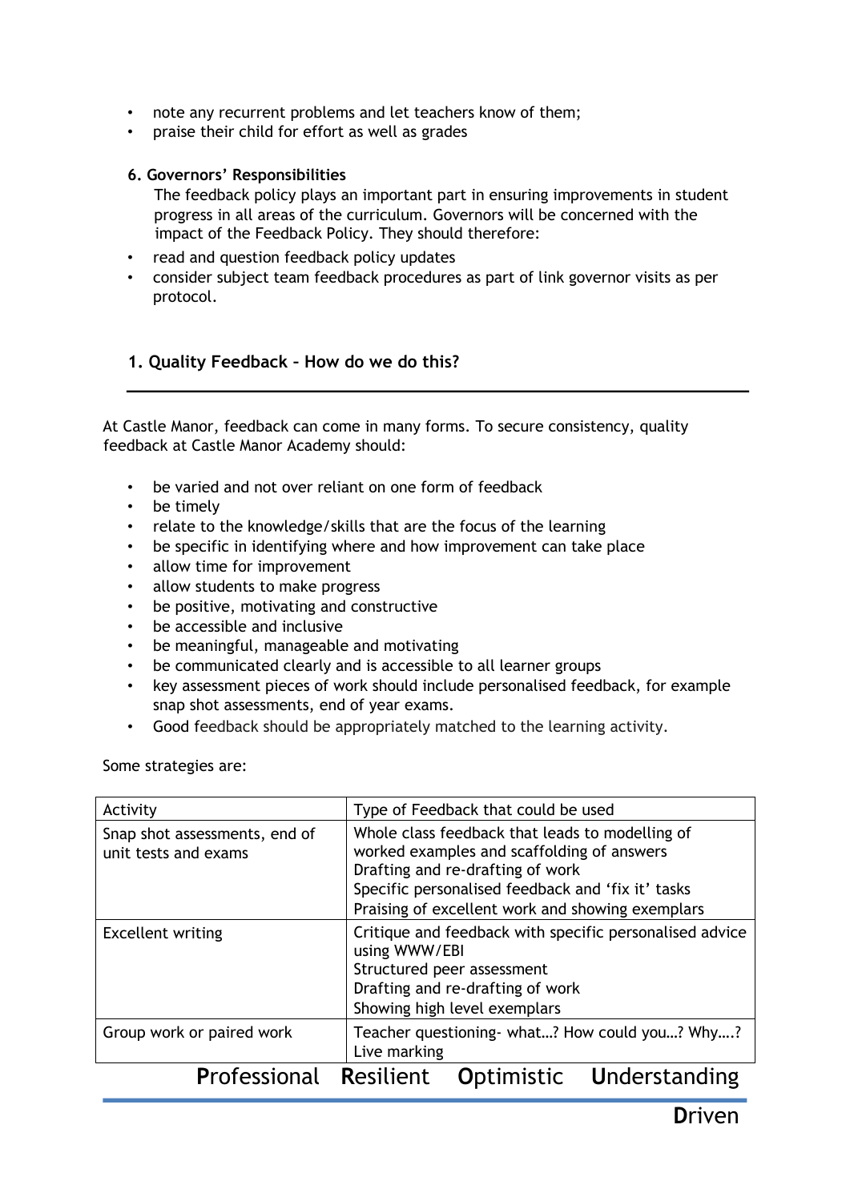- note any recurrent problems and let teachers know of them;
- praise their child for effort as well as grades

**6. Governors' Responsibilities**

The feedback policy plays an important part in ensuring improvements in student progress in all areas of the curriculum. Governors will be concerned with the impact of the Feedback Policy. They should therefore:

- read and question feedback policy updates
- consider subject team feedback procedures as part of link governor visits as per protocol.

## 1. Quality Feedback – How do we do this?

At Castle Manor, feedback can come in many forms. To secure consistency, quality feedback at Castle Manor Academy should:

- be varied and not over reliant on one form of feedback
- be timely
- relate to the knowledge/skills that are the focus of the learning
- be specific in identifying where and how improvement can take place
- allow time for improvement
- allow students to make progress
- be positive, motivating and constructive
- be accessible and inclusive
- be meaningful, manageable and motivating
- be communicated clearly and is accessible to all learner groups
- key assessment pieces of work should include personalised feedback, for example snap shot assessments, end of year exams.
- Good feedback should be appropriately matched to the learning activity.

Some strategies are:

| Activity | Type of Feedback that could be used |
|---|---|
| Snap shot assessments, end of unit tests and exams | Whole class feedback that leads to modelling of worked examples and scaffolding of answers<br>Drafting and re-drafting of work<br>Specific personalised feedback and 'fix it' tasks<br>Praising of excellent work and showing exemplars |
| Excellent writing | Critique and feedback with specific personalised advice using WWW/EBI<br>Structured peer assessment<br>Drafting and re-drafting of work<br>Showing high level exemplars |
| Group work or paired work | Teacher questioning- what…? How could you…? Why….?<br>Live marking |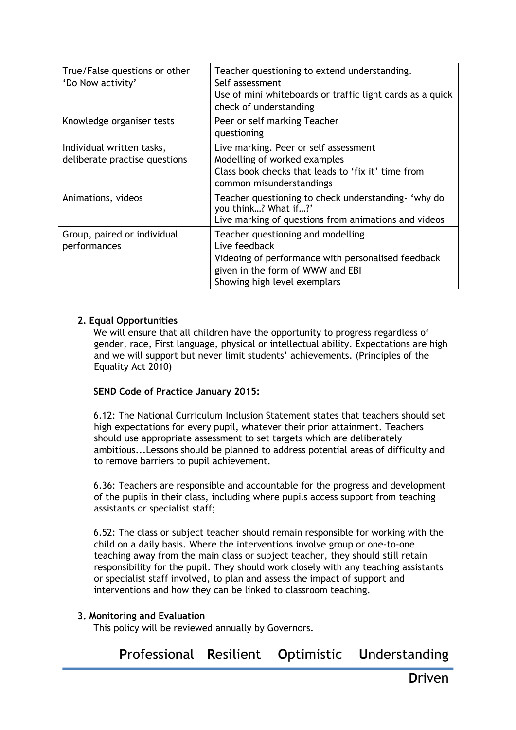| True/False questions or other 'Do Now activity' | Teacher questioning to extend understanding.<br>Self assessment<br>Use of mini whiteboards or traffic light cards as a quick check of understanding |
| --- | --- |
| Knowledge organiser tests | Peer or self marking Teacher questioning |
| Individual written tasks, deliberate practise questions | Live marking. Peer or self assessment<br>Modelling of worked examples<br>Class book checks that leads to 'fix it' time from common misunderstandings |
| Animations, videos | Teacher questioning to check understanding- 'why do you think…? What if…?'<br>Live marking of questions from animations and videos |
| Group, paired or individual performances | Teacher questioning and modelling<br>Live feedback<br>Videoing of performance with personalised feedback given in the form of WWW and EBI<br>Showing high level exemplars |

**2. Equal Opportunities**

We will ensure that all children have the opportunity to progress regardless of gender, race, First language, physical or intellectual ability. Expectations are high and we will support but never limit students' achievements. (Principles of the Equality Act 2010)

**SEND Code of Practice January 2015:**

6.12: The National Curriculum Inclusion Statement states that teachers should set high expectations for every pupil, whatever their prior attainment. Teachers should use appropriate assessment to set targets which are deliberately ambitious...Lessons should be planned to address potential areas of difficulty and to remove barriers to pupil achievement.

6.36: Teachers are responsible and accountable for the progress and development of the pupils in their class, including where pupils access support from teaching assistants or specialist staff;

6.52: The class or subject teacher should remain responsible for working with the child on a daily basis. Where the interventions involve group or one-to-one teaching away from the main class or subject teacher, they should still retain responsibility for the pupil. They should work closely with any teaching assistants or specialist staff involved, to plan and assess the impact of support and interventions and how they can be linked to classroom teaching.

**3. Monitoring and Evaluation**

This policy will be reviewed annually by Governors.